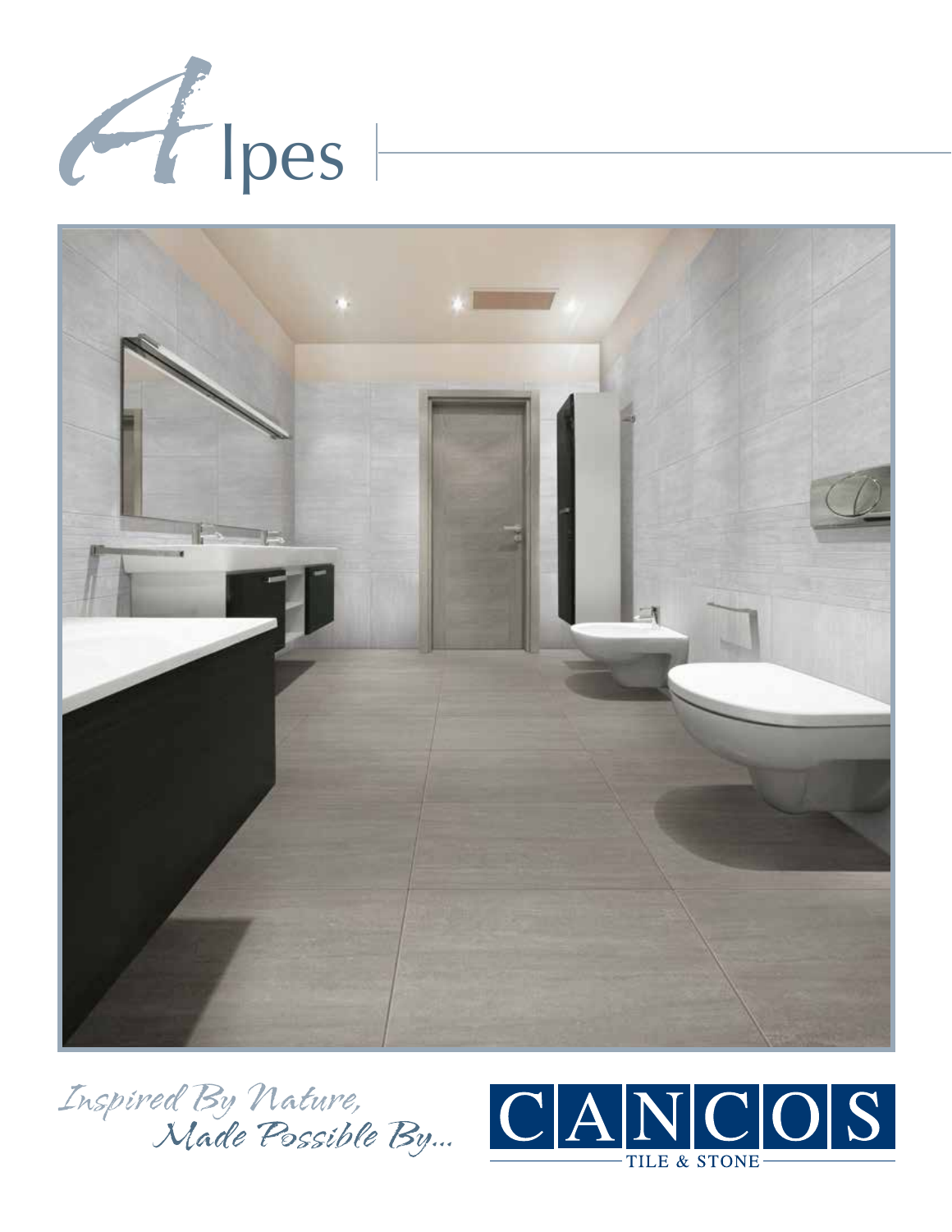# Alpes

*Inspired By Nature,*
*Made Possible By...*

CANCOS

TILE & STONE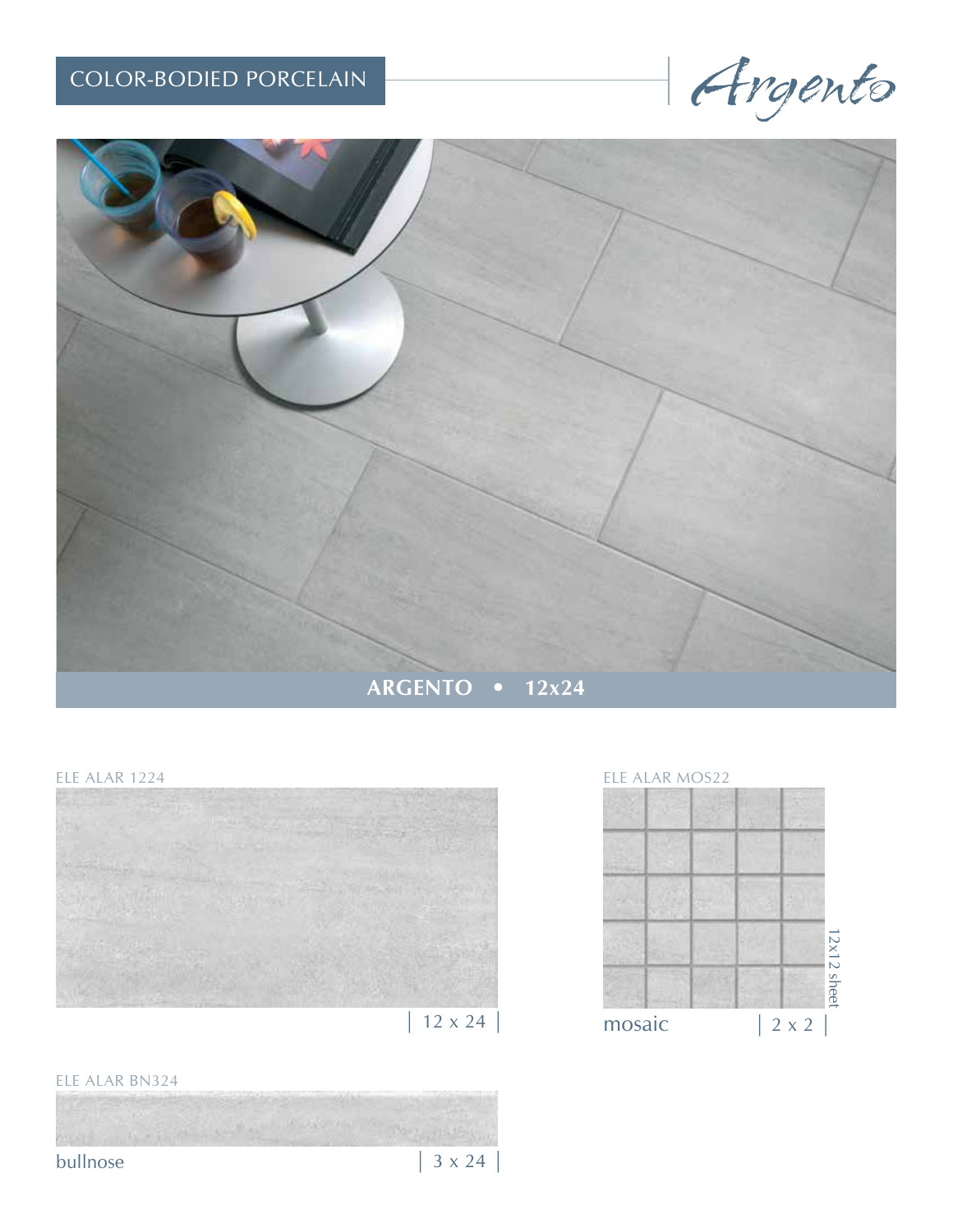COLOR-BODIED PORCELAIN

# Argento

**ARGENTO • 12x24**

ELE ALAR 1224

| 12 x 24 |

ELE ALAR MOS22

12x12 sheet

mosaic | 2 x 2 |

ELE ALAR BN324

bullnose | 3 x 24 |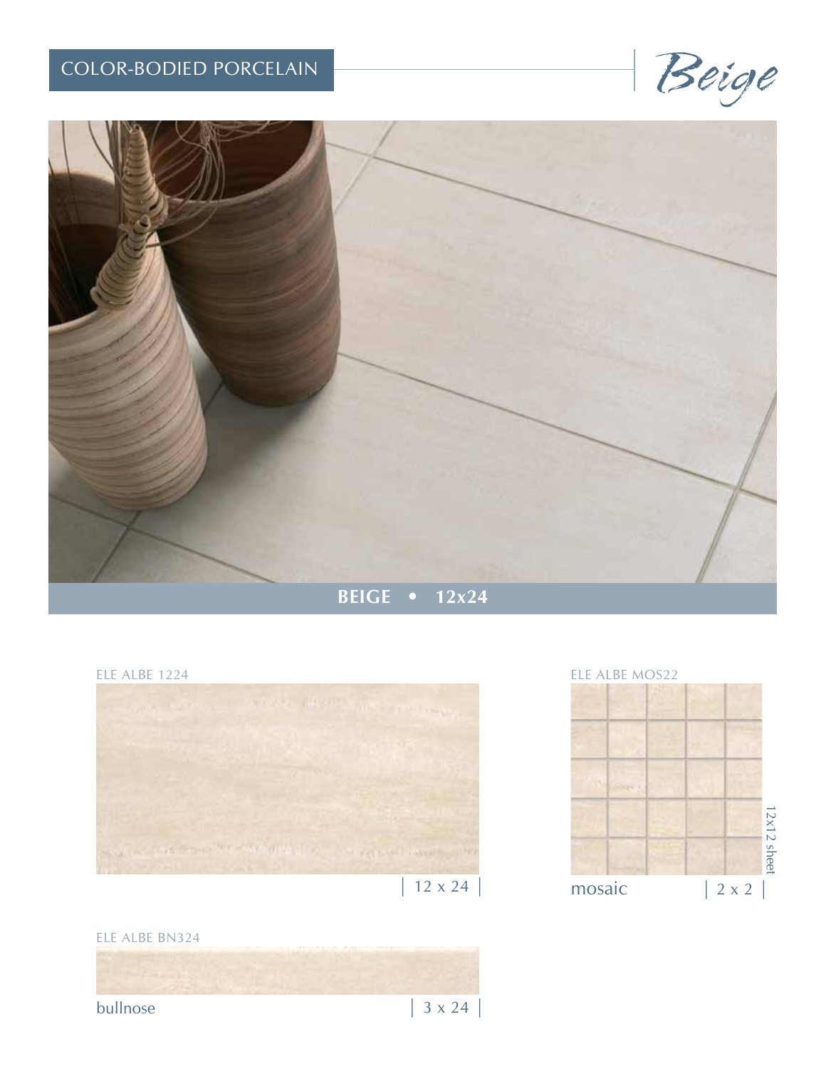COLOR-BODIED PORCELAIN

# Beige

**BEIGE • 12x24**

ELE ALBE 1224

| 12 x 24 |

ELE ALBE MOS22

12x12 sheet

mosaic | 2 x 2 |

ELE ALBE BN324

bullnose | 3 x 24 |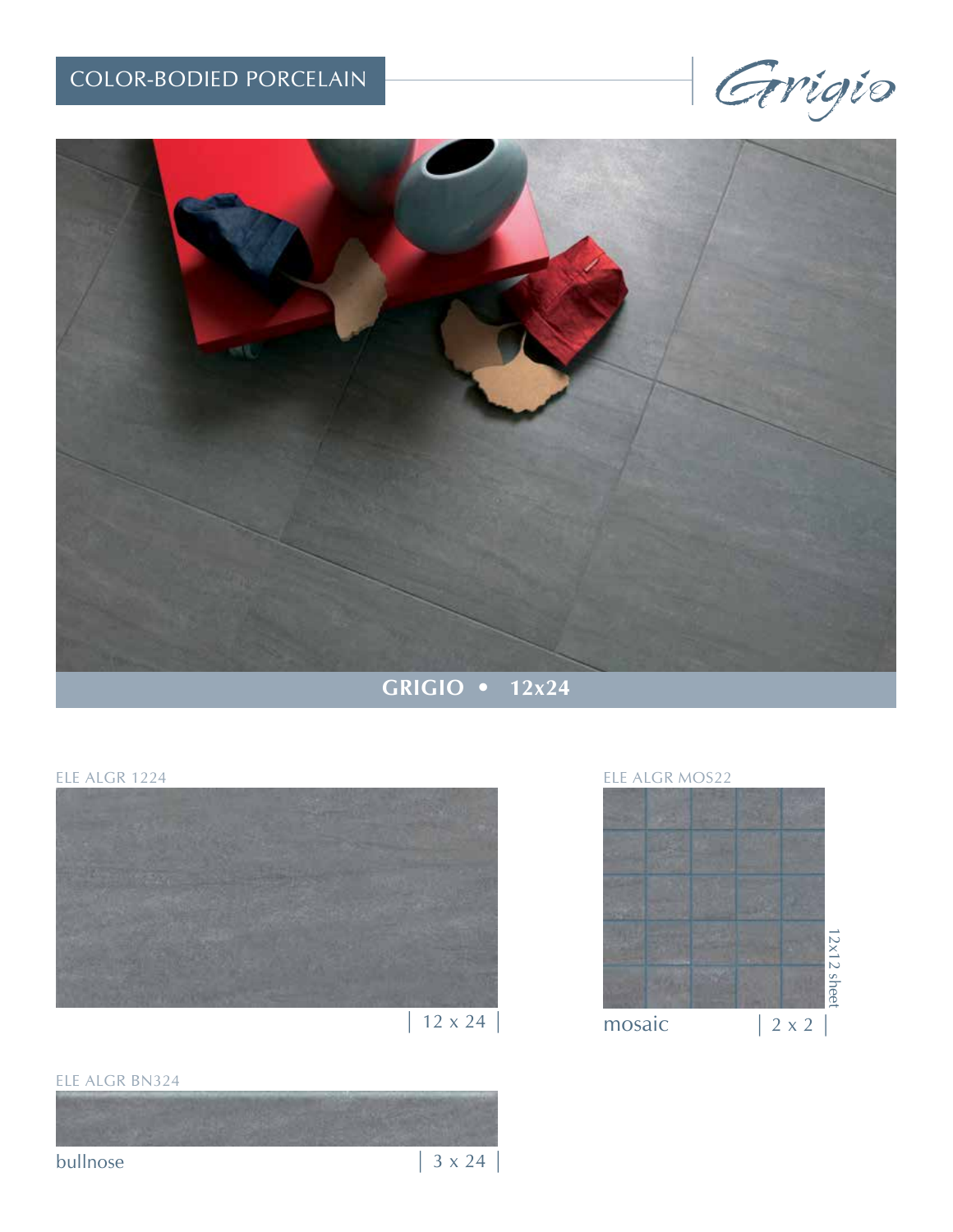COLOR-BODIED PORCELAIN

# Grigio

**GRIGIO • 12x24**

ELE ALGR 1224

| 12 x 24 |

ELE ALGR MOS22

12x12 sheet

mosaic | 2 x 2 |

ELE ALGR BN324

bullnose | 3 x 24 |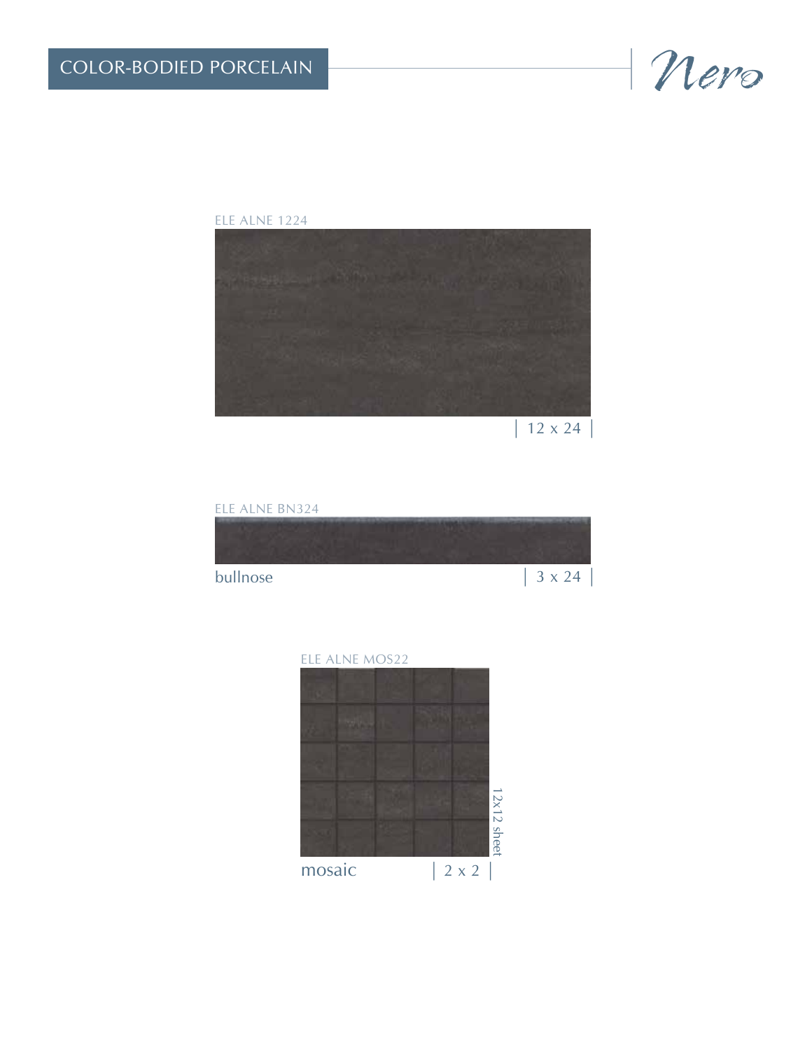COLOR-BODIED PORCELAIN

# Nero

ELE ALNE 1224

| 12 x 24 |

ELE ALNE BN324

bullnose | 3 x 24 |

ELE ALNE MOS22

12x12 sheet

mosaic | 2 x 2 |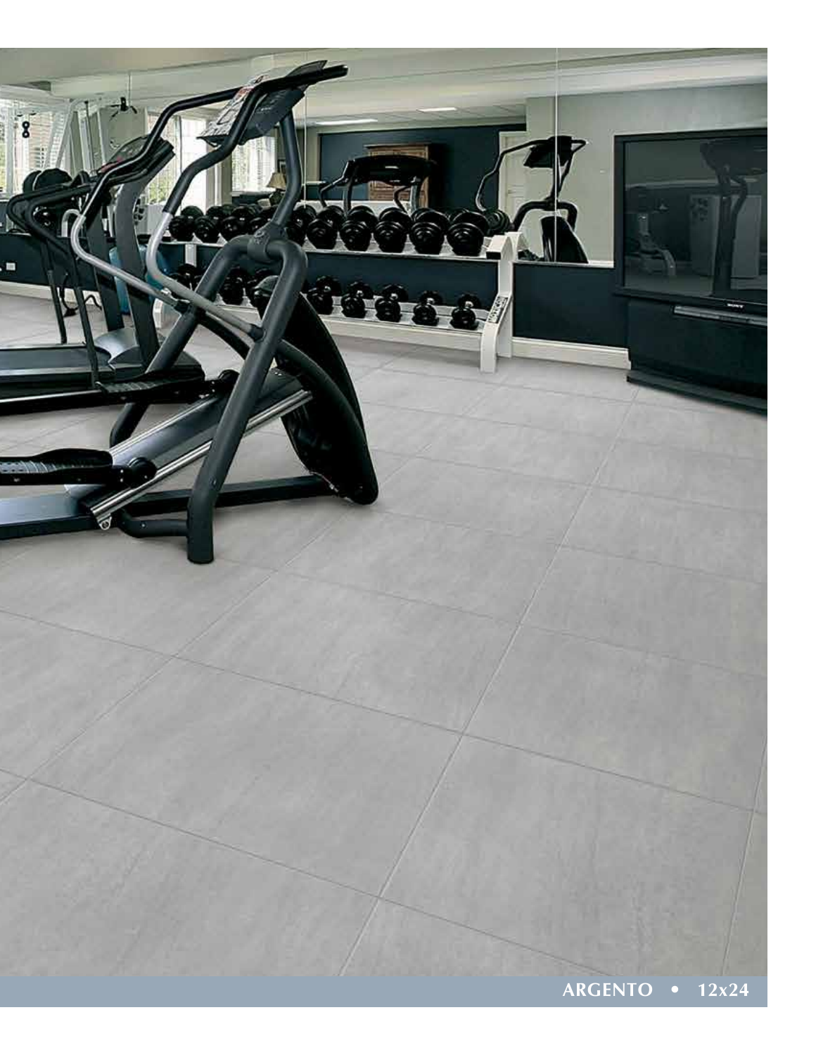**ARGENTO • 12x24**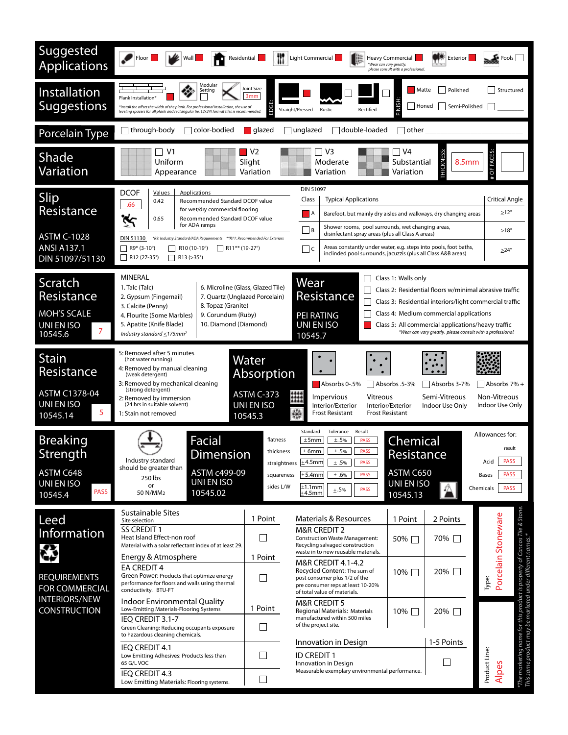## Suggested Applications

Floor ■ | Wall ■ | Residential ■ | Light Commercial ■ | Heavy Commercial ■ | Exterior ■ | Pools ☐

*Wear can vary greatly. please consult with a professional.

## Installation Suggestions

Plank Installation* ■ | Modular Setting ☐ | Joint Size 3mm

*Install the offset the width of the plank. For professional installation, the use of leveling spacers for all plank and rectangular (ie. 12x24) format tiles is recommended.

EDGE: Straight/Pressed ■ | Rustic ☐ | Rectified ☐

FINISH: Matte ■ | Polished ☐ | Structured ☐ | Honed ☐ | Semi-Polished ☐ | ☐ ________

## Porcelain Type

☐ through-body | ☐ color-bodied | ■ glazed | ☐ unglazed | ☐ double-loaded | ☐ other ____________

## Shade Variation

☐ V1 Uniform Appearance | ■ V2 Slight Variation | ☐ V3 Moderate Variation | ☐ V4 Substantial Variation

THICKNESS: 8.5mm

# OF FACES:

## Slip Resistance

ASTM C-1028
ANSI A137.1
DIN 51097/51130

| DCOF | Values | Applications |
|---|---|---|
| .66 | 0.42 | Recommended Standard DCOF value for wet/dry commercial flooring |
| | 0.65 | Recommended Standard DCOF value for ADA ramps |

DIN 51130 — *R9: Industry Standard/ADA Requirements **R11: Recommended For Exteriors

☐ R9* (3-10°) ☐ R10 (10-19°) ☐ R11** (19-27°)
☐ R12 (27-35°) ☐ R13 (>35°)

DIN 51097

| Class | Typical Applications | Critical Angle |
|---|---|---|
| ■ A | Barefoot, but mainly dry aisles and walkways, dry changing areas | ≥12° |
| ☐ B | Shower rooms, pool surrounds, wet changing areas, disinfectant spray areas (plus all Class A areas) | ≥18° |
| ☐ C | Areas constantly under water, e.g. steps into pools, foot baths, inclined pool surrounds, jacuzzis (plus all Class A&B areas) | ≥24° |

## Scratch Resistance

MOH'S SCALE
UNI EN ISO 10545.6 — 7

MINERAL

1. Talc (Talc)
2. Gypsum (Fingernail)
3. Calcite (Penny)
4. Flourite (Some Marbles)
5. Apatite (Knife Blade)
6. Microline (Glass, Glazed Tile)
7. Quartz (Unglazed Porcelain)
8. Topaz (Granite)
9. Corundum (Ruby)
10. Diamond (Diamond)

*Industry standard ≤175mm²*

## Wear Resistance

PEI RATING
UNI EN ISO 10545.7

☐ Class 1: Walls only
☐ Class 2: Residential floors w/minimal abrasive traffic
☐ Class 3: Residential interiors/light commercial traffic
☐ Class 4: Medium commercial applications
■ Class 5: All commercial applications/heavy traffic

*Wear can vary greatly. please consult with a professional.

## Stain Resistance

ASTM C1378-04
UNI EN ISO 10545.14 — 5

5: Removed after 5 minutes (hot water running)
4: Removed by manual cleaning (weak detergent)
3: Removed by mechanical cleaning (strong detergent)
2: Removed by immersion (24 hrs in suitable solvent)
1: Stain not removed

## Water Absorption

ASTM C-373
UNI EN ISO 10545.3

■ Absorbs 0-.5% — Impervious, Interior/Exterior, Frost Resistant
☐ Absorbs .5-3% — Vitreous, Interior/Exterior, Frost Resistant
☐ Absorbs 3-7% — Semi-Vitreous, Indoor Use Only
☐ Absorbs 7% + — Non-Vitreous, Indoor Use Only

## Breaking Strength

ASTM C648
UNI EN ISO 10545.4 — PASS

Industry standard should be greater than 250 lbs or 50 N/MM2

## Facial Dimension

ASTM c499-09
UNI EN ISO 10545.02

| | Standard | Tolerance | Result |
|---|---|---|---|
| flatness | ±5mm | ±.5% | PASS |
| thickness | ± 6mm | ±.5% | PASS |
| straightness | ±4.5mm | ±.5% | PASS |
| squareness | ±5.4mm | ±.6% | PASS |
| sides L/W | ±1.1mm ±4.5mm | ±.5% | PASS |

## Chemical Resistance

ASTM C650
UNI EN ISO 10545.13

Allowances for:

| | result |
|---|---|
| Acid | PASS |
| Bases | PASS |
| Chemicals | PASS |

## Leed Information

REQUIREMENTS FOR COMMERCIAL INTERIORS/NEW CONSTRUCTION

| Sustainable Sites (Site selection) | 1 Point |
|---|---|
| SS CREDIT 1 — Heat Island Effect-non roof. Material with a solar reflectant index of at least 29. | ☐ |
| **Energy & Atmosphere** | 1 Point |
| EA CREDIT 4 — Green Power: Products that optimize energy performance for floors and walls using thermal conductivity. BTU-FT | ☐ |
| **Indoor Environmental Quality** (Low-Emitting Materials-Flooring Systems) | 1 Point |
| IEQ CREDIT 3.1-7 — Green Cleaning: Reducing occupants exposure to hazardous cleaning chemicals. | ☐ |
| IEQ CREDIT 4.1 — Low Emitting Adhesives: Products less than 65 G/L VOC | ☐ |
| IEQ CREDIT 4.3 — Low Emitting Materials: Flooring systems. | ☐ |

| Materials & Resources | 1 Point | 2 Points |
|---|---|---|
| M&R CREDIT 2 — Construction Waste Management: Recycling salvaged construction waste in to new reusable materials. | 50% ☐ | 70% ☐ |
| M&R CREDIT 4.1-4.2 — Recycled Content: The sum of post consumer plus 1/2 of the pre consumer reps at least 10-20% of total value of materials. | 10% ☐ | 20% ☐ |
| M&R CREDIT 5 — Regional Materials: Materials manufactured within 500 miles of the project site. | 10% ☐ | 20% ☐ |

| Innovation in Design | 1-5 Points |
|---|---|
| ID CREDIT 1 — Innovation in Design. Measurable exemplary environmental performance. | ☐ |

Type: Porcelain Stoneware

Product Line: Alpes

*The marketing name for this product is property of Cancos Tile & Stone. This same product may be marketed under different names.*